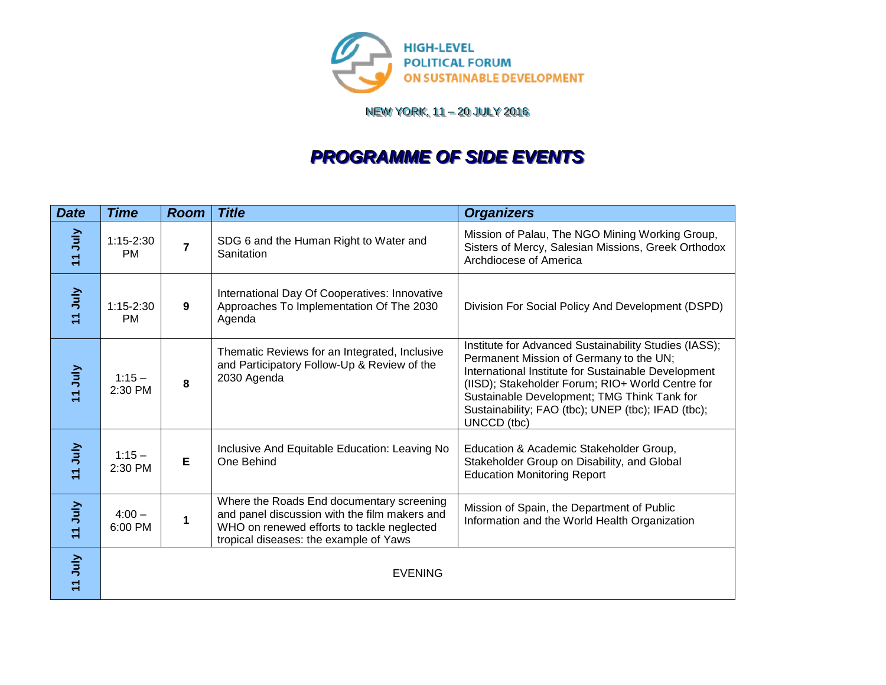HIGH-LEVEL POLITICAL FORUM ON SUSTAINABLE DEVELOPMENT

NEW YORK, 11 – 20 JULY 2016

# PROGRAMME OF SIDE EVENTS

| Date | Time | Room | Title | Organizers |
|---|---|---|---|---|
| 11 July | 1:15-2:30 PM | 7 | SDG 6 and the Human Right to Water and Sanitation | Mission of Palau, The NGO Mining Working Group, Sisters of Mercy, Salesian Missions, Greek Orthodox Archdiocese of America |
| 11 July | 1:15-2:30 PM | 9 | International Day Of Cooperatives: Innovative Approaches To Implementation Of The 2030 Agenda | Division For Social Policy And Development (DSPD) |
| 11 July | 1:15 – 2:30 PM | 8 | Thematic Reviews for an Integrated, Inclusive and Participatory Follow-Up & Review of the 2030 Agenda | Institute for Advanced Sustainability Studies (IASS); Permanent Mission of Germany to the UN; International Institute for Sustainable Development (IISD); Stakeholder Forum; RIO+ World Centre for Sustainable Development; TMG Think Tank for Sustainability; FAO (tbc); UNEP (tbc); IFAD (tbc); UNCCD (tbc) |
| 11 July | 1:15 – 2:30 PM | E | Inclusive And Equitable Education: Leaving No One Behind | Education & Academic Stakeholder Group, Stakeholder Group on Disability, and Global Education Monitoring Report |
| 11 July | 4:00 – 6:00 PM | 1 | Where the Roads End documentary screening and panel discussion with the film makers and WHO on renewed efforts to tackle neglected tropical diseases: the example of Yaws | Mission of Spain, the Department of Public Information and the World Health Organization |
| 11 July | EVENING | | | |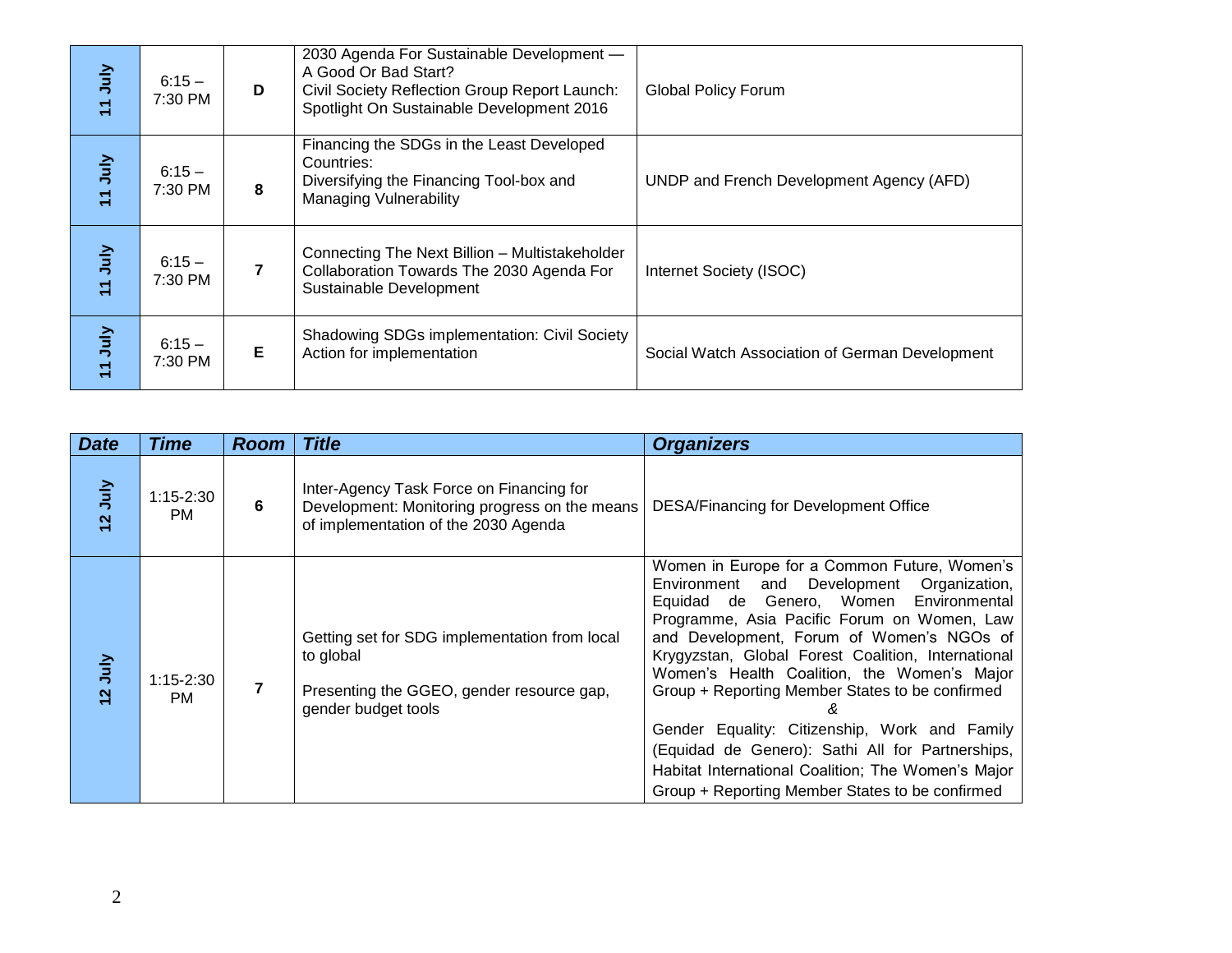| 11 July | 6:15 – 7:30 PM | D | 2030 Agenda For Sustainable Development — A Good Or Bad Start? Civil Society Reflection Group Report Launch: Spotlight On Sustainable Development 2016 | Global Policy Forum |
|---|---|---|---|---|
| 11 July | 6:15 – 7:30 PM | 8 | Financing the SDGs in the Least Developed Countries: Diversifying the Financing Tool-box and Managing Vulnerability | UNDP and French Development Agency (AFD) |
| 11 July | 6:15 – 7:30 PM | 7 | Connecting The Next Billion – Multistakeholder Collaboration Towards The 2030 Agenda For Sustainable Development | Internet Society (ISOC) |
| 11 July | 6:15 – 7:30 PM | E | Shadowing SDGs implementation: Civil Society Action for implementation | Social Watch Association of German Development |

| ***Date*** | ***Time*** | ***Room*** | ***Title*** | ***Organizers*** |
|---|---|---|---|---|
| 12 July | 1:15-2:30 PM | 6 | Inter-Agency Task Force on Financing for Development: Monitoring progress on the means of implementation of the 2030 Agenda | DESA/Financing for Development Office |
| 12 July | 1:15-2:30 PM | 7 | Getting set for SDG implementation from local to global<br><br>Presenting the GGEO, gender resource gap, gender budget tools | Women in Europe for a Common Future, Women's Environment and Development Organization, Equidad de Genero, Women Environmental Programme, Asia Pacific Forum on Women, Law and Development, Forum of Women's NGOs of Krygyzstan, Global Forest Coalition, International Women's Health Coalition, the Women's Major Group + Reporting Member States to be confirmed<br>*&*<br>Gender Equality: Citizenship, Work and Family (Equidad de Genero): Sathi All for Partnerships, Habitat International Coalition; The Women's Major Group + Reporting Member States to be confirmed |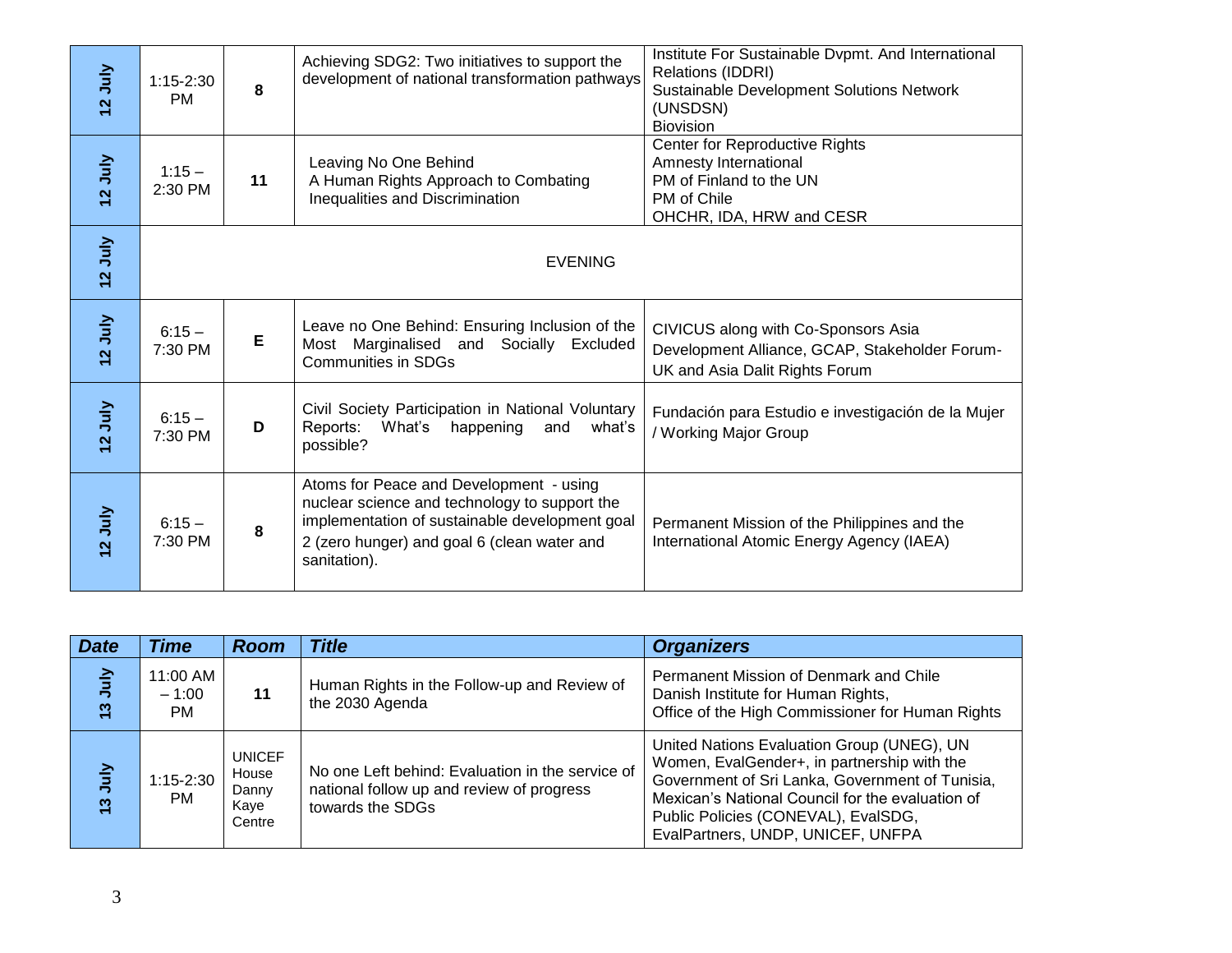| Date | Time | Room | Title | Organizers |
|---|---|---|---|---|
| 12 July | 1:15-2:30 PM | 8 | Achieving SDG2: Two initiatives to support the development of national transformation pathways | Institute For Sustainable Dvpmt. And International Relations (IDDRI)<br>Sustainable Development Solutions Network (UNSDSN)<br>Biovision |
| 12 July | 1:15 – 2:30 PM | 11 | Leaving No One Behind<br>A Human Rights Approach to Combating Inequalities and Discrimination | Center for Reproductive Rights<br>Amnesty International<br>PM of Finland to the UN<br>PM of Chile<br>OHCHR, IDA, HRW and CESR |
| 12 July | EVENING | | | |
| 12 July | 6:15 – 7:30 PM | E | Leave no One Behind: Ensuring Inclusion of the Most Marginalised and Socially Excluded Communities in SDGs | CIVICUS along with Co-Sponsors Asia Development Alliance, GCAP, Stakeholder Forum-UK and Asia Dalit Rights Forum |
| 12 July | 6:15 – 7:30 PM | D | Civil Society Participation in National Voluntary Reports: What's happening and what's possible? | Fundación para Estudio e investigación de la Mujer / Working Major Group |
| 12 July | 6:15 – 7:30 PM | 8 | Atoms for Peace and Development - using nuclear science and technology to support the implementation of sustainable development goal 2 (zero hunger) and goal 6 (clean water and sanitation). | Permanent Mission of the Philippines and the International Atomic Energy Agency (IAEA) |

| ***Date*** | ***Time*** | ***Room*** | ***Title*** | ***Organizers*** |
|---|---|---|---|---|
| 13 July | 11:00 AM – 1:00 PM | 11 | Human Rights in the Follow-up and Review of the 2030 Agenda | Permanent Mission of Denmark and Chile<br>Danish Institute for Human Rights,<br>Office of the High Commissioner for Human Rights |
| 13 July | 1:15-2:30 PM | UNICEF House Danny Kaye Centre | No one Left behind: Evaluation in the service of national follow up and review of progress towards the SDGs | United Nations Evaluation Group (UNEG), UN Women, EvalGender+, in partnership with the Government of Sri Lanka, Government of Tunisia, Mexican's National Council for the evaluation of Public Policies (CONEVAL), EvalSDG, EvalPartners, UNDP, UNICEF, UNFPA |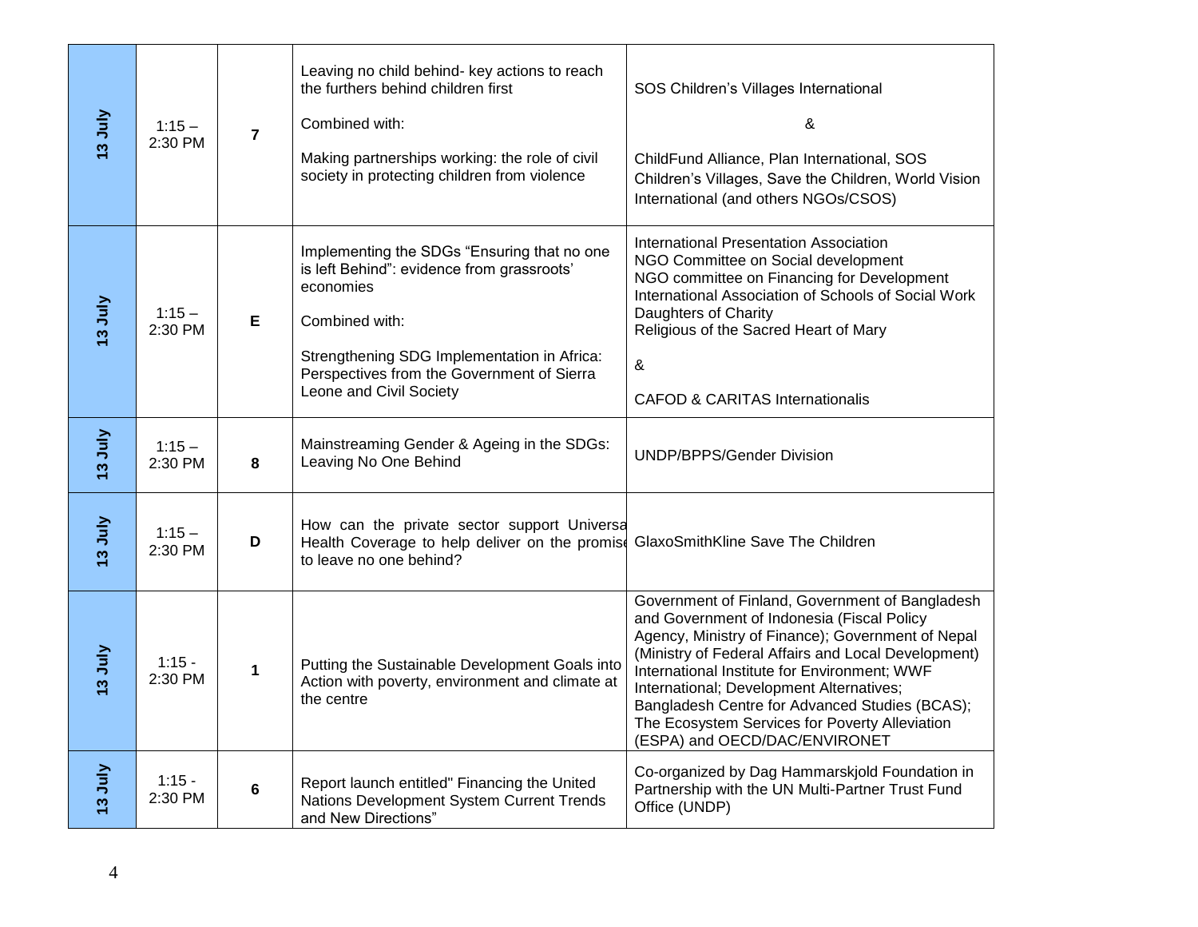| | | | | |
|---|---|---|---|---|
| 13 July | 1:15 – 2:30 PM | 7 | Leaving no child behind- key actions to reach the furthers behind children first<br><br>Combined with:<br><br>Making partnerships working: the role of civil society in protecting children from violence | SOS Children's Villages International<br><br>&<br><br>ChildFund Alliance, Plan International, SOS Children's Villages, Save the Children, World Vision International (and others NGOs/CSOS) |
| 13 July | 1:15 – 2:30 PM | E | Implementing the SDGs "Ensuring that no one is left Behind": evidence from grassroots' economies<br><br>Combined with:<br><br>Strengthening SDG Implementation in Africa: Perspectives from the Government of Sierra Leone and Civil Society | International Presentation Association<br>NGO Committee on Social development<br>NGO committee on Financing for Development<br>International Association of Schools of Social Work<br>Daughters of Charity<br>Religious of the Sacred Heart of Mary<br><br>&<br><br>CAFOD & CARITAS Internationalis |
| 13 July | 1:15 – 2:30 PM | 8 | Mainstreaming Gender & Ageing in the SDGs: Leaving No One Behind | UNDP/BPPS/Gender Division |
| 13 July | 1:15 – 2:30 PM | D | How can the private sector support Universal Health Coverage to help deliver on the promise to leave no one behind? | GlaxoSmithKline Save The Children |
| 13 July | 1:15 - 2:30 PM | 1 | Putting the Sustainable Development Goals into Action with poverty, environment and climate at the centre | Government of Finland, Government of Bangladesh and Government of Indonesia (Fiscal Policy Agency, Ministry of Finance); Government of Nepal (Ministry of Federal Affairs and Local Development) International Institute for Environment; WWF International; Development Alternatives; Bangladesh Centre for Advanced Studies (BCAS); The Ecosystem Services for Poverty Alleviation (ESPA) and OECD/DAC/ENVIRONET |
| 13 July | 1:15 - 2:30 PM | 6 | Report launch entitled" Financing the United Nations Development System Current Trends and New Directions" | Co-organized by Dag Hammarskjold Foundation in Partnership with the UN Multi-Partner Trust Fund Office (UNDP) |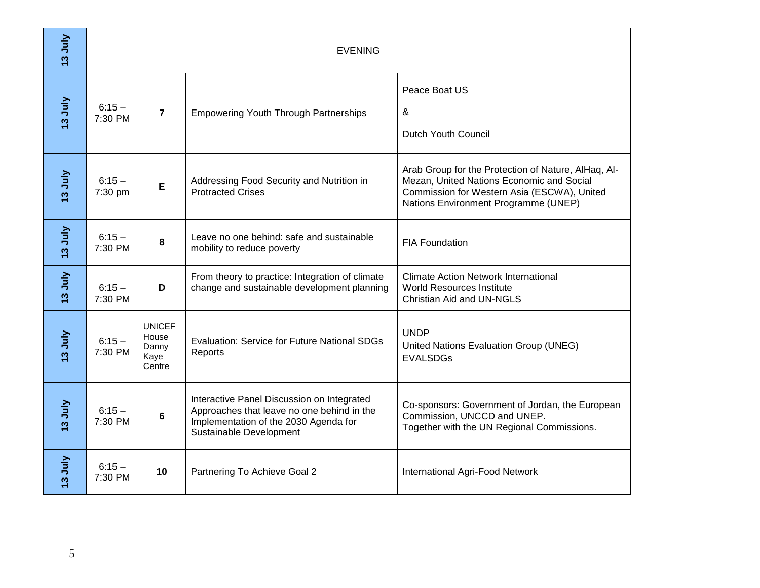| 13 July | EVENING | | | |
|---|---|---|---|---|
| 13 July | 6:15 – 7:30 PM | **7** | Empowering Youth Through Partnerships | Peace Boat US<br><br>&<br><br>Dutch Youth Council |
| 13 July | 6:15 – 7:30 pm | **E** | Addressing Food Security and Nutrition in Protracted Crises | Arab Group for the Protection of Nature, AlHaq, Al-Mezan, United Nations Economic and Social Commission for Western Asia (ESCWA), United Nations Environment Programme (UNEP) |
| 13 July | 6:15 – 7:30 PM | **8** | Leave no one behind: safe and sustainable mobility to reduce poverty | FIA Foundation |
| 13 July | 6:15 – 7:30 PM | **D** | From theory to practice: Integration of climate change and sustainable development planning | Climate Action Network International<br>World Resources Institute<br>Christian Aid and UN-NGLS |
| 13 July | 6:15 – 7:30 PM | UNICEF House Danny Kaye Centre | Evaluation: Service for Future National SDGs Reports | UNDP<br>United Nations Evaluation Group (UNEG)<br>EVALSDGs |
| 13 July | 6:15 – 7:30 PM | **6** | Interactive Panel Discussion on Integrated Approaches that leave no one behind in the Implementation of the 2030 Agenda for Sustainable Development | Co-sponsors: Government of Jordan, the European Commission, UNCCD and UNEP.<br>Together with the UN Regional Commissions. |
| 13 July | 6:15 – 7:30 PM | **10** | Partnering To Achieve Goal 2 | International Agri-Food Network |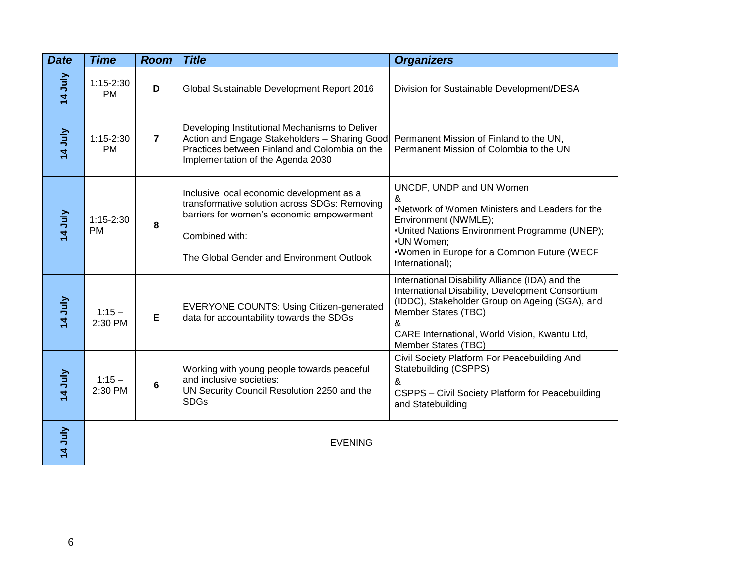| Date | Time | Room | Title | Organizers |
|---|---|---|---|---|
| 14 July | 1:15-2:30 PM | D | Global Sustainable Development Report 2016 | Division for Sustainable Development/DESA |
| 14 July | 1:15-2:30 PM | 7 | Developing Institutional Mechanisms to Deliver Action and Engage Stakeholders – Sharing Good Practices between Finland and Colombia on the Implementation of the Agenda 2030 | Permanent Mission of Finland to the UN, Permanent Mission of Colombia to the UN |
| 14 July | 1:15-2:30 PM | 8 | Inclusive local economic development as a transformative solution across SDGs: Removing barriers for women's economic empowerment<br><br>Combined with:<br><br>The Global Gender and Environment Outlook | UNCDF, UNDP and UN Women<br>&<br>•Network of Women Ministers and Leaders for the Environment (NWMLE);<br>•United Nations Environment Programme (UNEP);<br>•UN Women;<br>•Women in Europe for a Common Future (WECF International); |
| 14 July | 1:15 – 2:30 PM | E | EVERYONE COUNTS: Using Citizen-generated data for accountability towards the SDGs | International Disability Alliance (IDA) and the International Disability, Development Consortium (IDDC), Stakeholder Group on Ageing (SGA), and Member States (TBC)<br>&<br>CARE International, World Vision, Kwantu Ltd, Member States (TBC) |
| 14 July | 1:15 – 2:30 PM | 6 | Working with young people towards peaceful and inclusive societies:<br>UN Security Council Resolution 2250 and the SDGs | Civil Society Platform For Peacebuilding And Statebuilding (CSPPS)<br>&<br>CSPPS – Civil Society Platform for Peacebuilding and Statebuilding |
| 14 July | EVENING | | | |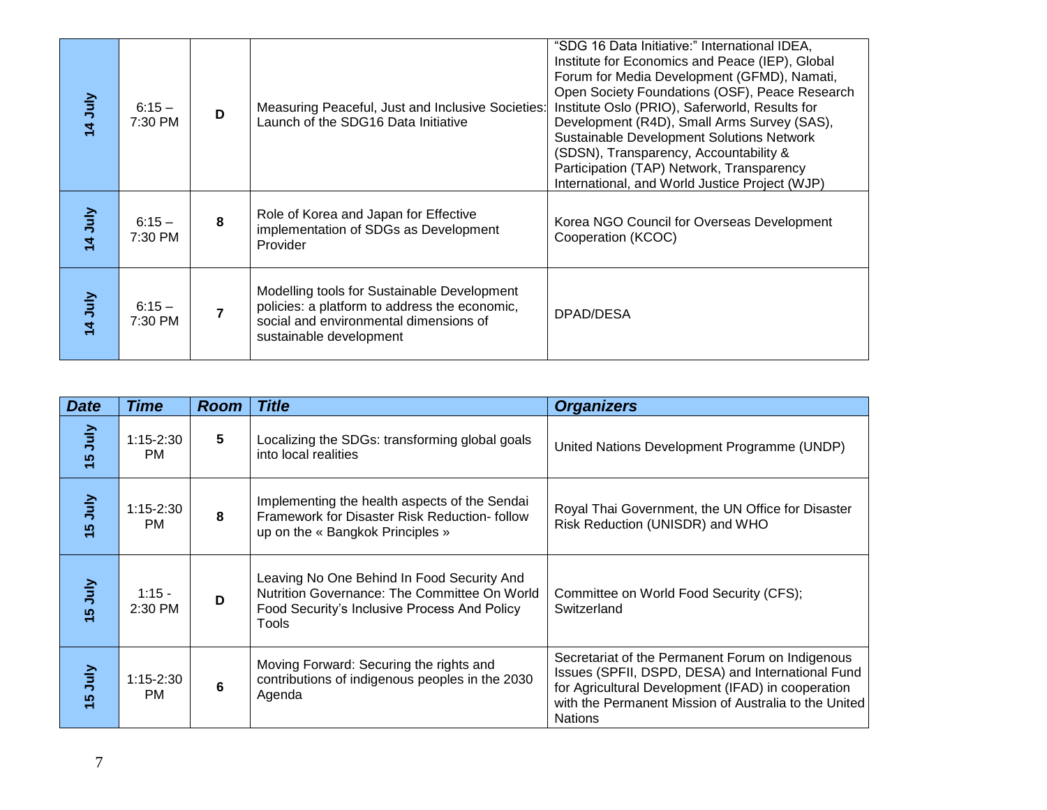| Date | Time | Room | Title | Organizers |
|---|---|---|---|---|
| 14 July | 6:15 – 7:30 PM | D | Measuring Peaceful, Just and Inclusive Societies: Launch of the SDG16 Data Initiative | "SDG 16 Data Initiative:" International IDEA, Institute for Economics and Peace (IEP), Global Forum for Media Development (GFMD), Namati, Open Society Foundations (OSF), Peace Research Institute Oslo (PRIO), Saferworld, Results for Development (R4D), Small Arms Survey (SAS), Sustainable Development Solutions Network (SDSN), Transparency, Accountability & Participation (TAP) Network, Transparency International, and World Justice Project (WJP) |
| 14 July | 6:15 – 7:30 PM | 8 | Role of Korea and Japan for Effective implementation of SDGs as Development Provider | Korea NGO Council for Overseas Development Cooperation (KCOC) |
| 14 July | 6:15 – 7:30 PM | 7 | Modelling tools for Sustainable Development policies: a platform to address the economic, social and environmental dimensions of sustainable development | DPAD/DESA |

| ***Date*** | ***Time*** | ***Room*** | ***Title*** | ***Organizers*** |
|---|---|---|---|---|
| 15 July | 1:15-2:30 PM | 5 | Localizing the SDGs: transforming global goals into local realities | United Nations Development Programme (UNDP) |
| 15 July | 1:15-2:30 PM | 8 | Implementing the health aspects of the Sendai Framework for Disaster Risk Reduction- follow up on the « Bangkok Principles » | Royal Thai Government, the UN Office for Disaster Risk Reduction (UNISDR) and WHO |
| 15 July | 1:15 - 2:30 PM | D | Leaving No One Behind In Food Security And Nutrition Governance: The Committee On World Food Security's Inclusive Process And Policy Tools | Committee on World Food Security (CFS); Switzerland |
| 15 July | 1:15-2:30 PM | 6 | Moving Forward: Securing the rights and contributions of indigenous peoples in the 2030 Agenda | Secretariat of the Permanent Forum on Indigenous Issues (SPFII, DSPD, DESA) and International Fund for Agricultural Development (IFAD) in cooperation with the Permanent Mission of Australia to the United Nations |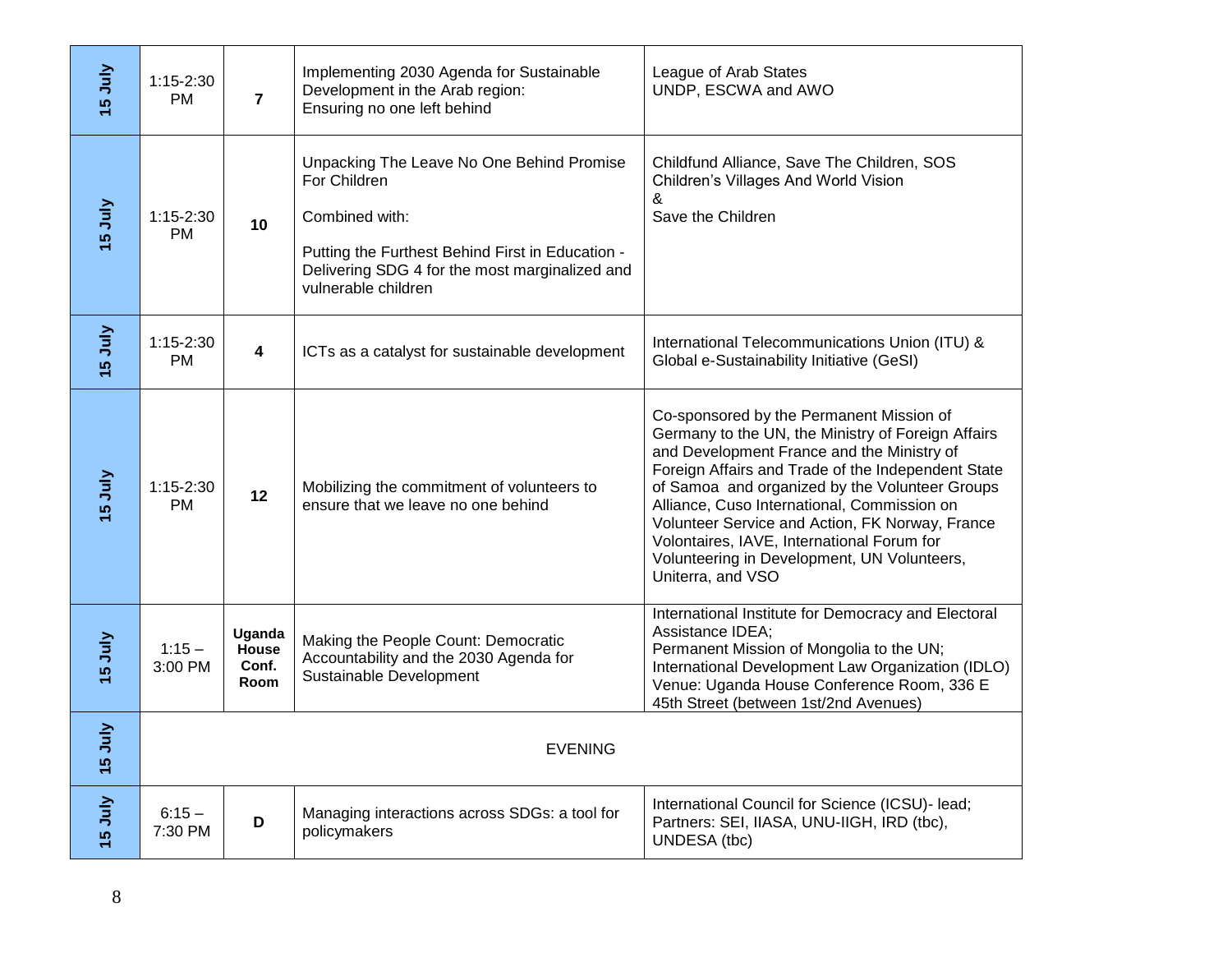| | | | | |
|---|---|---|---|---|
| 15 July | 1:15-2:30 PM | **7** | Implementing 2030 Agenda for Sustainable Development in the Arab region: Ensuring no one left behind | League of Arab States UNDP, ESCWA and AWO |
| 15 July | 1:15-2:30 PM | **10** | Unpacking The Leave No One Behind Promise For Children<br><br>Combined with:<br><br>Putting the Furthest Behind First in Education - Delivering SDG 4 for the most marginalized and vulnerable children | Childfund Alliance, Save The Children, SOS Children's Villages And World Vision<br>&<br>Save the Children |
| 15 July | 1:15-2:30 PM | **4** | ICTs as a catalyst for sustainable development | International Telecommunications Union (ITU) & Global e-Sustainability Initiative (GeSI) |
| 15 July | 1:15-2:30 PM | **12** | Mobilizing the commitment of volunteers to ensure that we leave no one behind | Co-sponsored by the Permanent Mission of Germany to the UN, the Ministry of Foreign Affairs and Development France and the Ministry of Foreign Affairs and Trade of the Independent State of Samoa and organized by the Volunteer Groups Alliance, Cuso International, Commission on Volunteer Service and Action, FK Norway, France Volontaires, IAVE, International Forum for Volunteering in Development, UN Volunteers, Uniterra, and VSO |
| 15 July | 1:15 – 3:00 PM | **Uganda House Conf. Room** | Making the People Count: Democratic Accountability and the 2030 Agenda for Sustainable Development | International Institute for Democracy and Electoral Assistance IDEA;<br>Permanent Mission of Mongolia to the UN;<br>International Development Law Organization (IDLO)<br>Venue: Uganda House Conference Room, 336 E 45th Street (between 1st/2nd Avenues) |
| 15 July | EVENING | | | |
| 15 July | 6:15 – 7:30 PM | **D** | Managing interactions across SDGs: a tool for policymakers | International Council for Science (ICSU)- lead;<br>Partners: SEI, IIASA, UNU-IIGH, IRD (tbc), UNDESA (tbc) |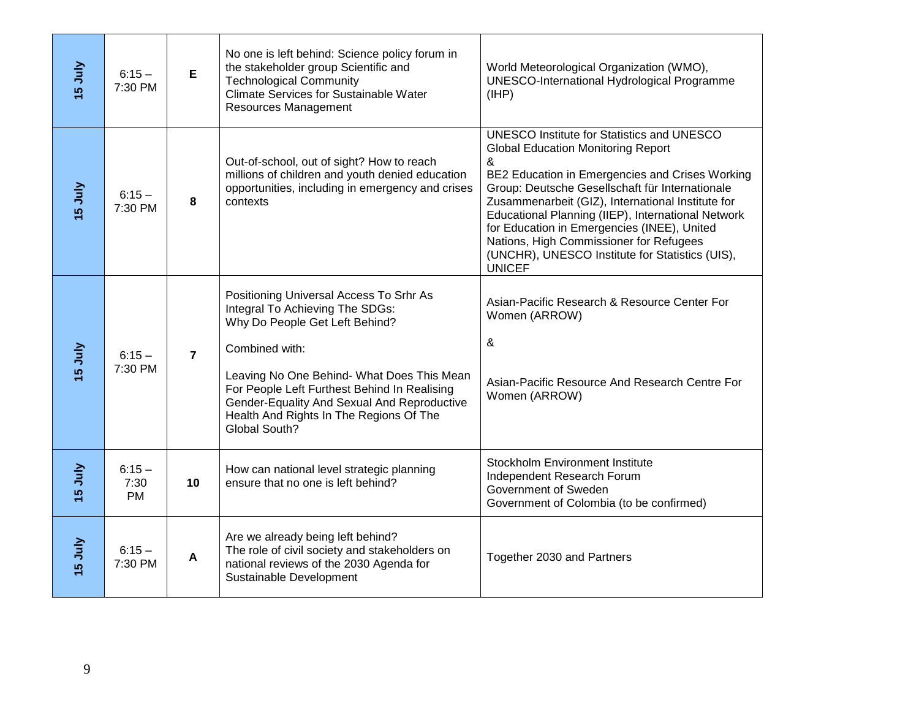| 15 July | 6:15 – 7:30 PM | **E** | No one is left behind: Science policy forum in the stakeholder group Scientific and Technological Community<br>Climate Services for Sustainable Water Resources Management | World Meteorological Organization (WMO), UNESCO-International Hydrological Programme (IHP) |
|---|---|---|---|---|
| 15 July | 6:15 – 7:30 PM | **8** | Out-of-school, out of sight? How to reach millions of children and youth denied education opportunities, including in emergency and crises contexts | UNESCO Institute for Statistics and UNESCO Global Education Monitoring Report<br>&<br>BE2 Education in Emergencies and Crises Working Group: Deutsche Gesellschaft für Internationale Zusammenarbeit (GIZ), International Institute for Educational Planning (IIEP), International Network for Education in Emergencies (INEE), United Nations, High Commissioner for Refugees (UNCHR), UNESCO Institute for Statistics (UIS), UNICEF |
| 15 July | 6:15 – 7:30 PM | **7** | Positioning Universal Access To Srhr As Integral To Achieving The SDGs:<br>Why Do People Get Left Behind?<br><br>Combined with:<br><br>Leaving No One Behind- What Does This Mean For People Left Furthest Behind In Realising Gender-Equality And Sexual And Reproductive Health And Rights In The Regions Of The Global South? | Asian-Pacific Research & Resource Center For Women (ARROW)<br><br>&<br><br>Asian-Pacific Resource And Research Centre For Women (ARROW) |
| 15 July | 6:15 – 7:30 PM | **10** | How can national level strategic planning ensure that no one is left behind? | Stockholm Environment Institute<br>Independent Research Forum<br>Government of Sweden<br>Government of Colombia (to be confirmed) |
| 15 July | 6:15 – 7:30 PM | **A** | Are we already being left behind?<br>The role of civil society and stakeholders on national reviews of the 2030 Agenda for Sustainable Development | Together 2030 and Partners |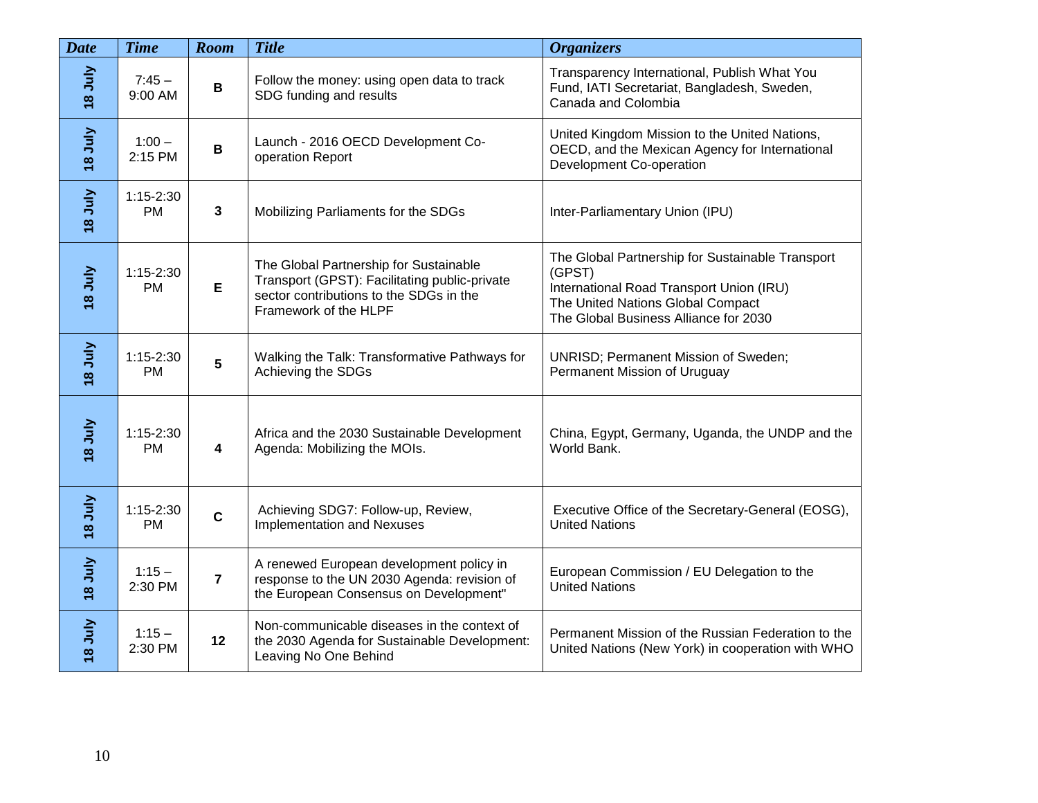| *Date* | *Time* | *Room* | *Title* | *Organizers* |
|---|---|---|---|---|
| 18 July | 7:45 – 9:00 AM | B | Follow the money: using open data to track SDG funding and results | Transparency International, Publish What You Fund, IATI Secretariat, Bangladesh, Sweden, Canada and Colombia |
| 18 July | 1:00 – 2:15 PM | B | Launch - 2016 OECD Development Co-operation Report | United Kingdom Mission to the United Nations, OECD, and the Mexican Agency for International Development Co-operation |
| 18 July | 1:15-2:30 PM | 3 | Mobilizing Parliaments for the SDGs | Inter-Parliamentary Union (IPU) |
| 18 July | 1:15-2:30 PM | E | The Global Partnership for Sustainable Transport (GPST): Facilitating public-private sector contributions to the SDGs in the Framework of the HLPF | The Global Partnership for Sustainable Transport (GPST)<br>International Road Transport Union (IRU)<br>The United Nations Global Compact<br>The Global Business Alliance for 2030 |
| 18 July | 1:15-2:30 PM | 5 | Walking the Talk: Transformative Pathways for Achieving the SDGs | UNRISD; Permanent Mission of Sweden; Permanent Mission of Uruguay |
| 18 July | 1:15-2:30 PM | 4 | Africa and the 2030 Sustainable Development Agenda: Mobilizing the MOIs. | China, Egypt, Germany, Uganda, the UNDP and the World Bank. |
| 18 July | 1:15-2:30 PM | C | Achieving SDG7: Follow-up, Review, Implementation and Nexuses | Executive Office of the Secretary-General (EOSG), United Nations |
| 18 July | 1:15 – 2:30 PM | 7 | A renewed European development policy in response to the UN 2030 Agenda: revision of the European Consensus on Development" | European Commission / EU Delegation to the United Nations |
| 18 July | 1:15 – 2:30 PM | 12 | Non-communicable diseases in the context of the 2030 Agenda for Sustainable Development: Leaving No One Behind | Permanent Mission of the Russian Federation to the United Nations (New York) in cooperation with WHO |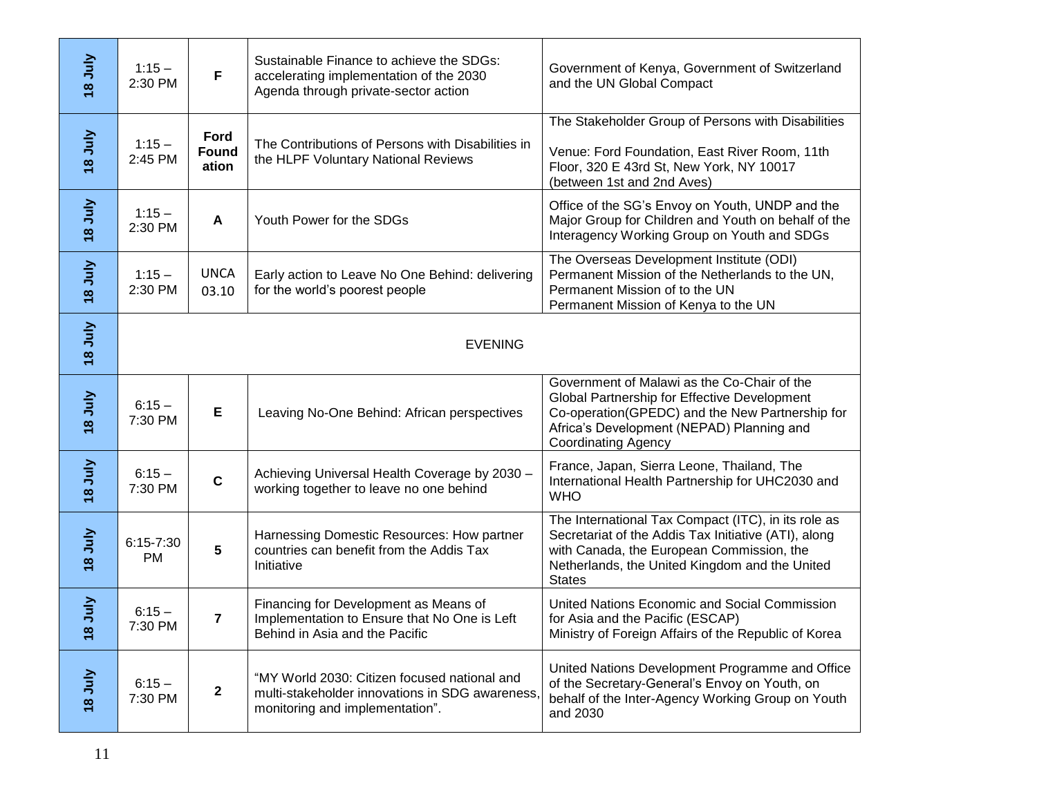| | | | | |
|---|---|---|---|---|
| 18 July | 1:15 – 2:30 PM | F | Sustainable Finance to achieve the SDGs: accelerating implementation of the 2030 Agenda through private-sector action | Government of Kenya, Government of Switzerland and the UN Global Compact |
| 18 July | 1:15 – 2:45 PM | **Ford Foundation** | The Contributions of Persons with Disabilities in the HLPF Voluntary National Reviews | The Stakeholder Group of Persons with Disabilities<br><br>Venue: Ford Foundation, East River Room, 11th Floor, 320 E 43rd St, New York, NY 10017 (between 1st and 2nd Aves) |
| 18 July | 1:15 – 2:30 PM | A | Youth Power for the SDGs | Office of the SG's Envoy on Youth, UNDP and the Major Group for Children and Youth on behalf of the Interagency Working Group on Youth and SDGs |
| 18 July | 1:15 – 2:30 PM | UNCA 03.10 | Early action to Leave No One Behind: delivering for the world's poorest people | The Overseas Development Institute (ODI)<br>Permanent Mission of the Netherlands to the UN,<br>Permanent Mission of to the UN<br>Permanent Mission of Kenya to the UN |
| 18 July | EVENING | | | |
| 18 July | 6:15 – 7:30 PM | E | Leaving No-One Behind: African perspectives | Government of Malawi as the Co-Chair of the Global Partnership for Effective Development Co-operation(GPEDC) and the New Partnership for Africa's Development (NEPAD) Planning and Coordinating Agency |
| 18 July | 6:15 – 7:30 PM | C | Achieving Universal Health Coverage by 2030 – working together to leave no one behind | France, Japan, Sierra Leone, Thailand, The International Health Partnership for UHC2030 and WHO |
| 18 July | 6:15-7:30 PM | 5 | Harnessing Domestic Resources: How partner countries can benefit from the Addis Tax Initiative | The International Tax Compact (ITC), in its role as Secretariat of the Addis Tax Initiative (ATI), along with Canada, the European Commission, the Netherlands, the United Kingdom and the United States |
| 18 July | 6:15 – 7:30 PM | 7 | Financing for Development as Means of Implementation to Ensure that No One is Left Behind in Asia and the Pacific | United Nations Economic and Social Commission for Asia and the Pacific (ESCAP)<br>Ministry of Foreign Affairs of the Republic of Korea |
| 18 July | 6:15 – 7:30 PM | 2 | "MY World 2030: Citizen focused national and multi-stakeholder innovations in SDG awareness, monitoring and implementation". | United Nations Development Programme and Office of the Secretary-General's Envoy on Youth, on behalf of the Inter-Agency Working Group on Youth and 2030 |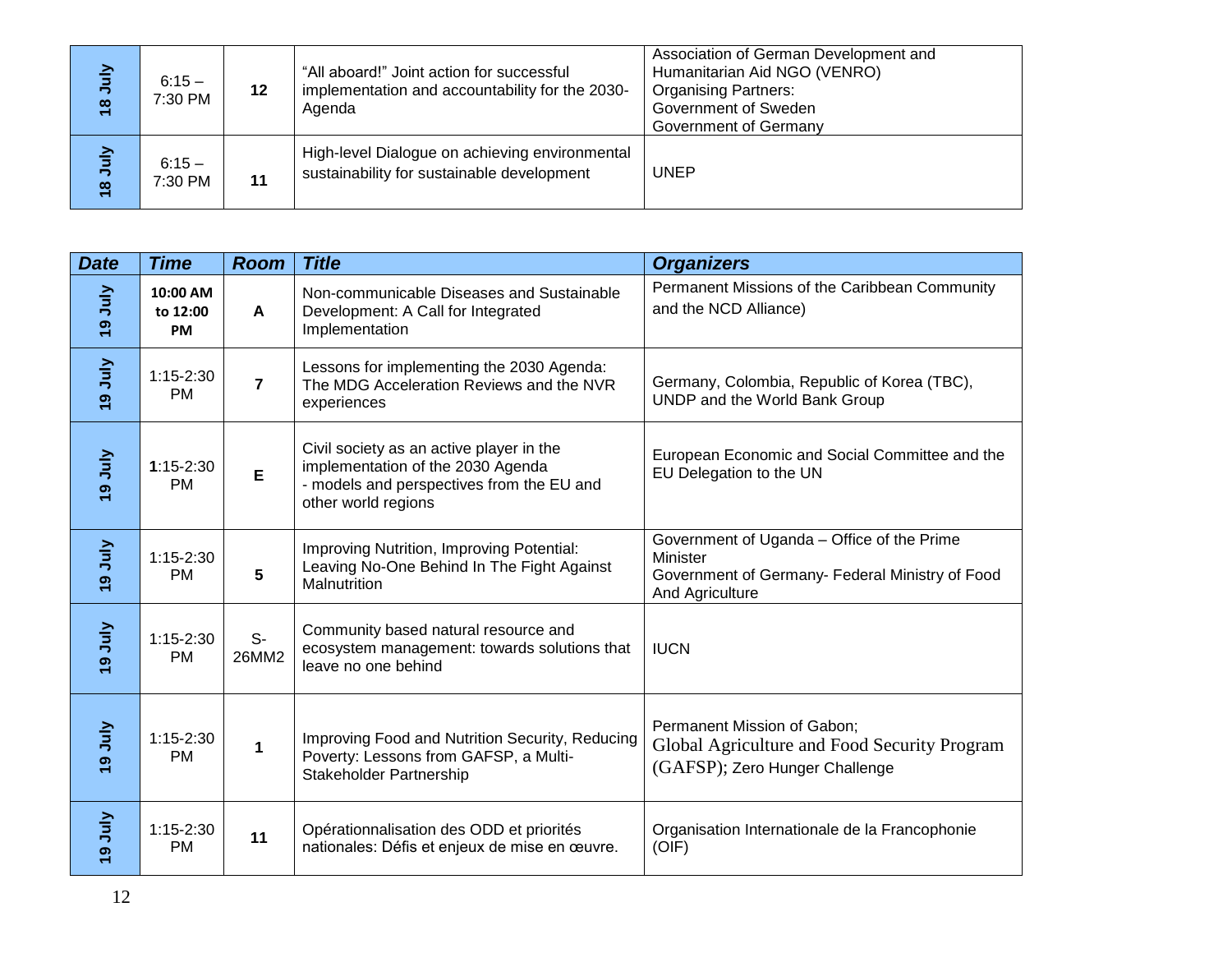| 18 July | 6:15 – 7:30 PM | 12 | "All aboard!" Joint action for successful implementation and accountability for the 2030-Agenda | Association of German Development and Humanitarian Aid NGO (VENRO) Organising Partners: Government of Sweden Government of Germany |
|---|---|---|---|---|
| 18 July | 6:15 – 7:30 PM | 11 | High-level Dialogue on achieving environmental sustainability for sustainable development | UNEP |

| ***Date*** | ***Time*** | ***Room*** | ***Title*** | ***Organizers*** |
|---|---|---|---|---|
| 19 July | **10:00 AM to 12:00 PM** | **A** | Non-communicable Diseases and Sustainable Development: A Call for Integrated Implementation | Permanent Missions of the Caribbean Community and the NCD Alliance) |
| 19 July | 1:15-2:30 PM | **7** | Lessons for implementing the 2030 Agenda: The MDG Acceleration Reviews and the NVR experiences | Germany, Colombia, Republic of Korea (TBC), UNDP and the World Bank Group |
| 19 July | **1**:15-2:30 PM | **E** | Civil society as an active player in the implementation of the 2030 Agenda - models and perspectives from the EU and other world regions | European Economic and Social Committee and the EU Delegation to the UN |
| 19 July | 1:15-2:30 PM | **5** | Improving Nutrition, Improving Potential: Leaving No-One Behind In The Fight Against Malnutrition | Government of Uganda – Office of the Prime Minister Government of Germany- Federal Ministry of Food And Agriculture |
| 19 July | 1:15-2:30 PM | S-26MM2 | Community based natural resource and ecosystem management: towards solutions that leave no one behind | IUCN |
| 19 July | 1:15-2:30 PM | **1** | Improving Food and Nutrition Security, Reducing Poverty: Lessons from GAFSP, a Multi-Stakeholder Partnership | Permanent Mission of Gabon; Global Agriculture and Food Security Program (GAFSP); Zero Hunger Challenge |
| 19 July | 1:15-2:30 PM | **11** | Opérationnalisation des ODD et priorités nationales: Défis et enjeux de mise en œuvre. | Organisation Internationale de la Francophonie (OIF) |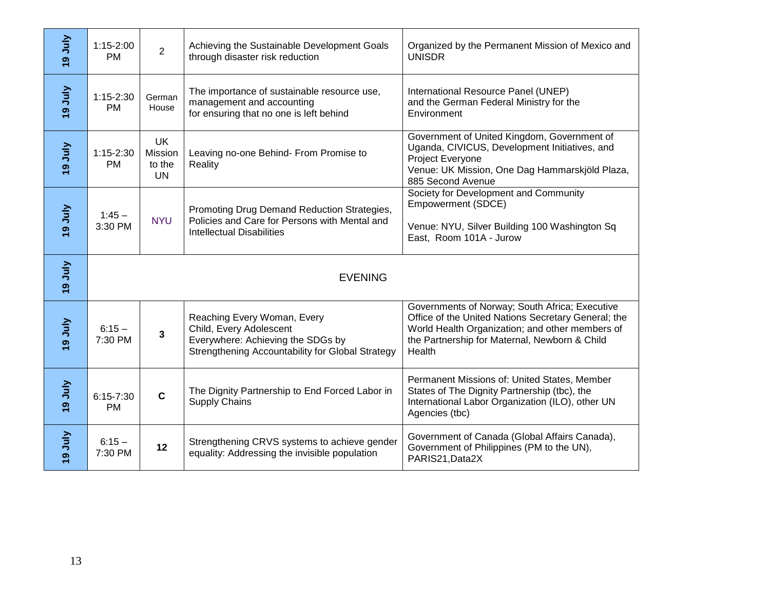| | | | | |
|---|---|---|---|---|
| 19 July | 1:15-2:00 PM | 2 | Achieving the Sustainable Development Goals through disaster risk reduction | Organized by the Permanent Mission of Mexico and UNISDR |
| 19 July | 1:15-2:30 PM | German House | The importance of sustainable resource use, management and accounting for ensuring that no one is left behind | International Resource Panel (UNEP) and the German Federal Ministry for the Environment |
| 19 July | 1:15-2:30 PM | UK Mission to the UN | Leaving no-one Behind- From Promise to Reality | Government of United Kingdom, Government of Uganda, CIVICUS, Development Initiatives, and Project Everyone<br>Venue: UK Mission, One Dag Hammarskjöld Plaza, 885 Second Avenue |
| 19 July | 1:45 – 3:30 PM | NYU | Promoting Drug Demand Reduction Strategies, Policies and Care for Persons with Mental and Intellectual Disabilities | Society for Development and Community Empowerment (SDCE)<br><br>Venue: NYU, Silver Building 100 Washington Sq East, Room 101A - Jurow |
| 19 July | EVENING | | | |
| 19 July | 6:15 – 7:30 PM | **3** | Reaching Every Woman, Every Child, Every Adolescent Everywhere: Achieving the SDGs by Strengthening Accountability for Global Strategy | Governments of Norway; South Africa; Executive Office of the United Nations Secretary General; the World Health Organization; and other members of the Partnership for Maternal, Newborn & Child Health |
| 19 July | 6:15-7:30 PM | **C** | The Dignity Partnership to End Forced Labor in Supply Chains | Permanent Missions of: United States, Member States of The Dignity Partnership (tbc), the International Labor Organization (ILO), other UN Agencies (tbc) |
| 19 July | 6:15 – 7:30 PM | **12** | Strengthening CRVS systems to achieve gender equality: Addressing the invisible population | Government of Canada (Global Affairs Canada), Government of Philippines (PM to the UN), PARIS21,Data2X |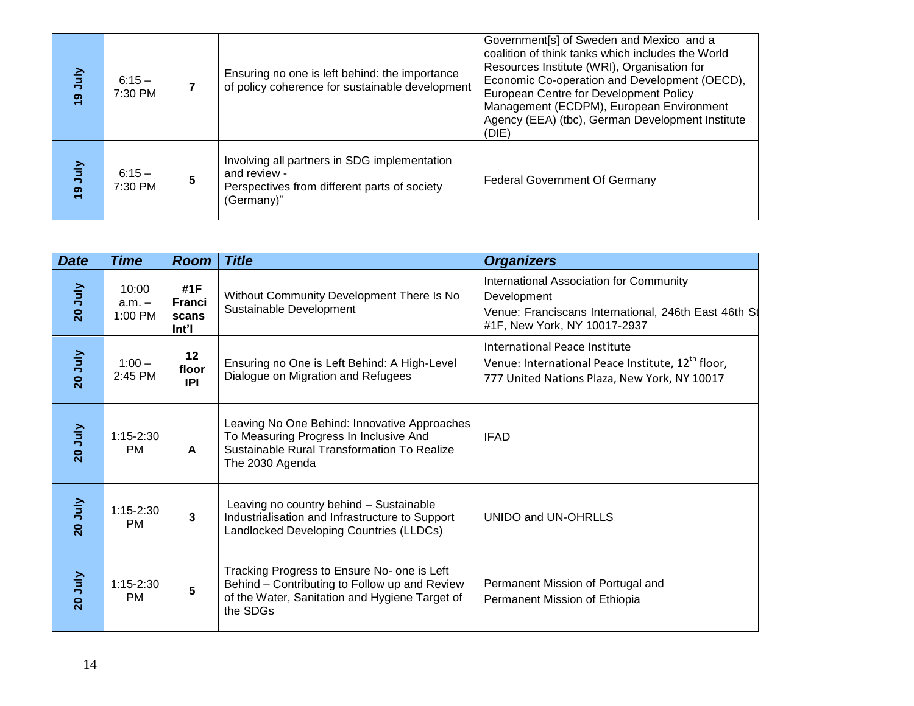| Date | Time | Room | Title | Organizers |
| --- | --- | --- | --- | --- |
| 19 July | 6:15 – 7:30 PM | 7 | Ensuring no one is left behind: the importance of policy coherence for sustainable development | Government[s] of Sweden and Mexico and a coalition of think tanks which includes the World Resources Institute (WRI), Organisation for Economic Co-operation and Development (OECD), European Centre for Development Policy Management (ECDPM), European Environment Agency (EEA) (tbc), German Development Institute (DIE) |
| 19 July | 6:15 – 7:30 PM | 5 | Involving all partners in SDG implementation and review - Perspectives from different parts of society (Germany)" | Federal Government Of Germany |

| Date | Time | Room | Title | Organizers |
| --- | --- | --- | --- | --- |
| 20 July | 10:00 a.m. – 1:00 PM | **#1F Franciscans Int'l** | Without Community Development There Is No Sustainable Development | International Association for Community Development<br>Venue: Franciscans International, 246th East 46th St #1F, New York, NY 10017-2937 |
| 20 July | 1:00 – 2:45 PM | **12 floor IPI** | Ensuring no One is Left Behind: A High-Level Dialogue on Migration and Refugees | International Peace Institute<br>Venue: International Peace Institute, 12th floor, 777 United Nations Plaza, New York, NY 10017 |
| 20 July | 1:15-2:30 PM | **A** | Leaving No One Behind: Innovative Approaches To Measuring Progress In Inclusive And Sustainable Rural Transformation To Realize The 2030 Agenda | IFAD |
| 20 July | 1:15-2:30 PM | **3** | Leaving no country behind – Sustainable Industrialisation and Infrastructure to Support Landlocked Developing Countries (LLDCs) | UNIDO and UN-OHRLLS |
| 20 July | 1:15-2:30 PM | **5** | Tracking Progress to Ensure No- one is Left Behind – Contributing to Follow up and Review of the Water, Sanitation and Hygiene Target of the SDGs | Permanent Mission of Portugal and Permanent Mission of Ethiopia |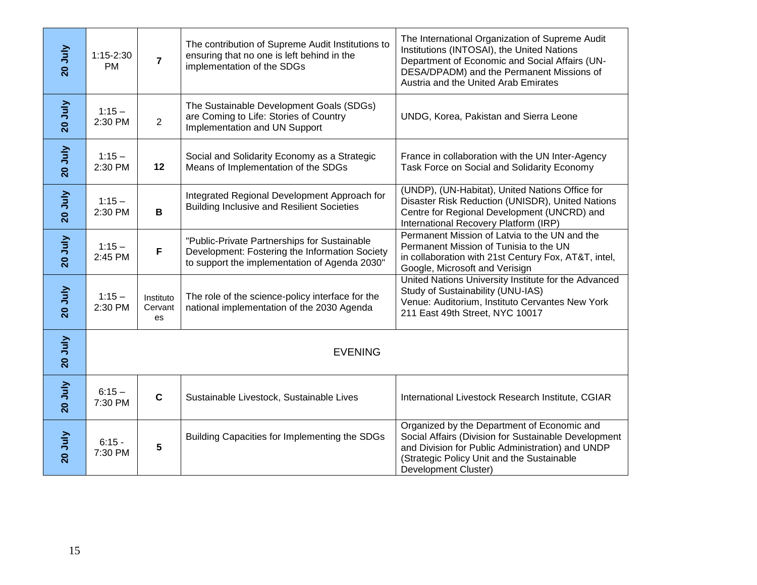| | | | | |
|---|---|---|---|---|
| **20 July** | 1:15-2:30 PM | **7** | The contribution of Supreme Audit Institutions to ensuring that no one is left behind in the implementation of the SDGs | The International Organization of Supreme Audit Institutions (INTOSAI), the United Nations Department of Economic and Social Affairs (UN-DESA/DPADM) and the Permanent Missions of Austria and the United Arab Emirates |
| **20 July** | 1:15 – 2:30 PM | 2 | The Sustainable Development Goals (SDGs) are Coming to Life: Stories of Country Implementation and UN Support | UNDG, Korea, Pakistan and Sierra Leone |
| **20 July** | 1:15 – 2:30 PM | **12** | Social and Solidarity Economy as a Strategic Means of Implementation of the SDGs | France in collaboration with the UN Inter-Agency Task Force on Social and Solidarity Economy |
| **20 July** | 1:15 – 2:30 PM | **B** | Integrated Regional Development Approach for Building Inclusive and Resilient Societies | (UNDP), (UN-Habitat), United Nations Office for Disaster Risk Reduction (UNISDR), United Nations Centre for Regional Development (UNCRD) and International Recovery Platform (IRP) |
| **20 July** | 1:15 – 2:45 PM | **F** | "Public-Private Partnerships for Sustainable Development: Fostering the Information Society to support the implementation of Agenda 2030" | Permanent Mission of Latvia to the UN and the Permanent Mission of Tunisia to the UN in collaboration with 21st Century Fox, AT&T, intel, Google, Microsoft and Verisign |
| **20 July** | 1:15 – 2:30 PM | Instituto Cervantes | The role of the science-policy interface for the national implementation of the 2030 Agenda | United Nations University Institute for the Advanced Study of Sustainability (UNU-IAS) Venue: Auditorium, Instituto Cervantes New York 211 East 49th Street, NYC 10017 |
| **20 July** | EVENING | | | |
| **20 July** | 6:15 – 7:30 PM | **C** | Sustainable Livestock, Sustainable Lives | International Livestock Research Institute, CGIAR |
| **20 July** | 6:15 - 7:30 PM | **5** | Building Capacities for Implementing the SDGs | Organized by the Department of Economic and Social Affairs (Division for Sustainable Development and Division for Public Administration) and UNDP (Strategic Policy Unit and the Sustainable Development Cluster) |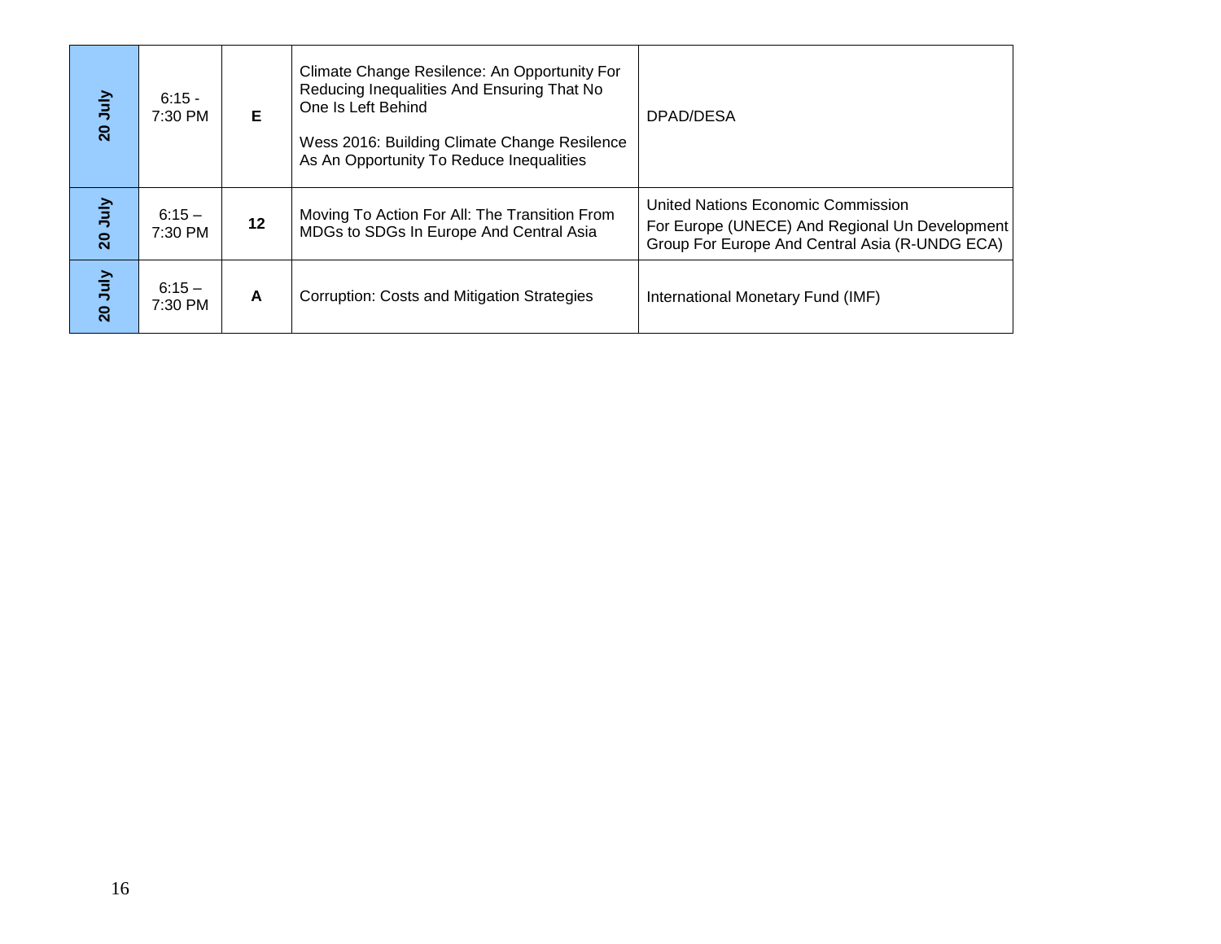| | | | | |
|---|---|---|---|---|
| 20 July | 6:15 - 7:30 PM | E | Climate Change Resilence: An Opportunity For Reducing Inequalities And Ensuring That No One Is Left Behind<br><br>Wess 2016: Building Climate Change Resilence As An Opportunity To Reduce Inequalities | DPAD/DESA |
| 20 July | 6:15 – 7:30 PM | 12 | Moving To Action For All: The Transition From MDGs to SDGs In Europe And Central Asia | United Nations Economic Commission For Europe (UNECE) And Regional Un Development Group For Europe And Central Asia (R-UNDG ECA) |
| 20 July | 6:15 – 7:30 PM | A | Corruption: Costs and Mitigation Strategies | International Monetary Fund (IMF) |